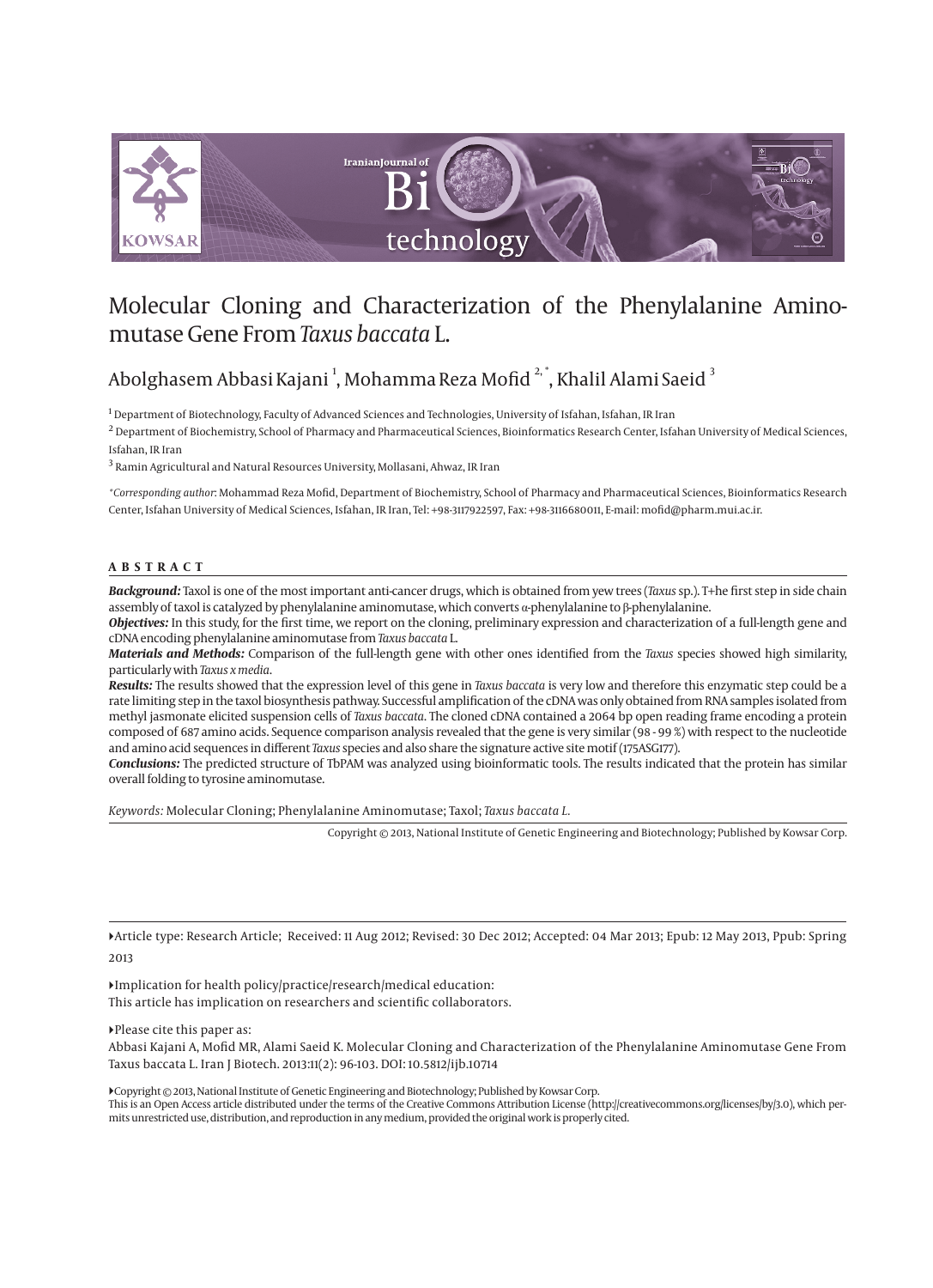# Molecular Cloning and Characterization of the Phenylalanine Aminomutase Gene From *Taxus baccata* L.

Abolghasem Abbasi Kajani [1], Mohamma Reza Mofid [2,*], Khalil Alami Saeid [3]

[1] Department of Biotechnology, Faculty of Advanced Sciences and Technologies, University of Isfahan, Isfahan, IR Iran

[2] Department of Biochemistry, School of Pharmacy and Pharmaceutical Sciences, Bioinformatics Research Center, Isfahan University of Medical Sciences, Isfahan, IR Iran

[3] Ramin Agricultural and Natural Resources University, Mollasani, Ahwaz, IR Iran

*\*Corresponding author*: Mohammad Reza Mofid, Department of Biochemistry, School of Pharmacy and Pharmaceutical Sciences, Bioinformatics Research Center, Isfahan University of Medical Sciences, Isfahan, IR Iran, Tel: +98-3117922597, Fax: +98-3116680011, E-mail: mofid@pharm.mui.ac.ir.

## ABSTRACT

***Background:*** Taxol is one of the most important anti-cancer drugs, which is obtained from yew trees (*Taxus* sp.). T+he first step in side chain assembly of taxol is catalyzed by phenylalanine aminomutase, which converts α-phenylalanine to β-phenylalanine.

***Objectives:*** In this study, for the first time, we report on the cloning, preliminary expression and characterization of a full-length gene and cDNA encoding phenylalanine aminomutase from *Taxus baccata* L.

***Materials and Methods:*** Comparison of the full-length gene with other ones identified from the *Taxus* species showed high similarity, particularly with *Taxus x media*.

***Results:*** The results showed that the expression level of this gene in *Taxus baccata* is very low and therefore this enzymatic step could be a rate limiting step in the taxol biosynthesis pathway. Successful amplification of the cDNA was only obtained from RNA samples isolated from methyl jasmonate elicited suspension cells of *Taxus baccata*. The cloned cDNA contained a 2064 bp open reading frame encoding a protein composed of 687 amino acids. Sequence comparison analysis revealed that the gene is very similar (98 - 99 %) with respect to the nucleotide and amino acid sequences in different *Taxus* species and also share the signature active site motif (175ASG177).

***Conclusions:*** The predicted structure of TbPAM was analyzed using bioinformatic tools. The results indicated that the protein has similar overall folding to tyrosine aminomutase.

*Keywords:* Molecular Cloning; Phenylalanine Aminomutase; Taxol; *Taxus baccata L.*

Copyright © 2013, National Institute of Genetic Engineering and Biotechnology; Published by Kowsar Corp.

---

▸Article type: Research Article; Received: 11 Aug 2012; Revised: 30 Dec 2012; Accepted: 04 Mar 2013; Epub: 12 May 2013, Ppub: Spring 2013

▸Implication for health policy/practice/research/medical education:
This article has implication on researchers and scientific collaborators.

▸Please cite this paper as:
Abbasi Kajani A, Mofid MR, Alami Saeid K. Molecular Cloning and Characterization of the Phenylalanine Aminomutase Gene From Taxus baccata L. Iran J Biotech. 2013:11(2): 96-103. DOI: 10.5812/ijb.10714

▸Copyright © 2013, National Institute of Genetic Engineering and Biotechnology; Published by Kowsar Corp.
This is an Open Access article distributed under the terms of the Creative Commons Attribution License (http://creativecommons.org/licenses/by/3.0), which permits unrestricted use, distribution, and reproduction in any medium, provided the original work is properly cited.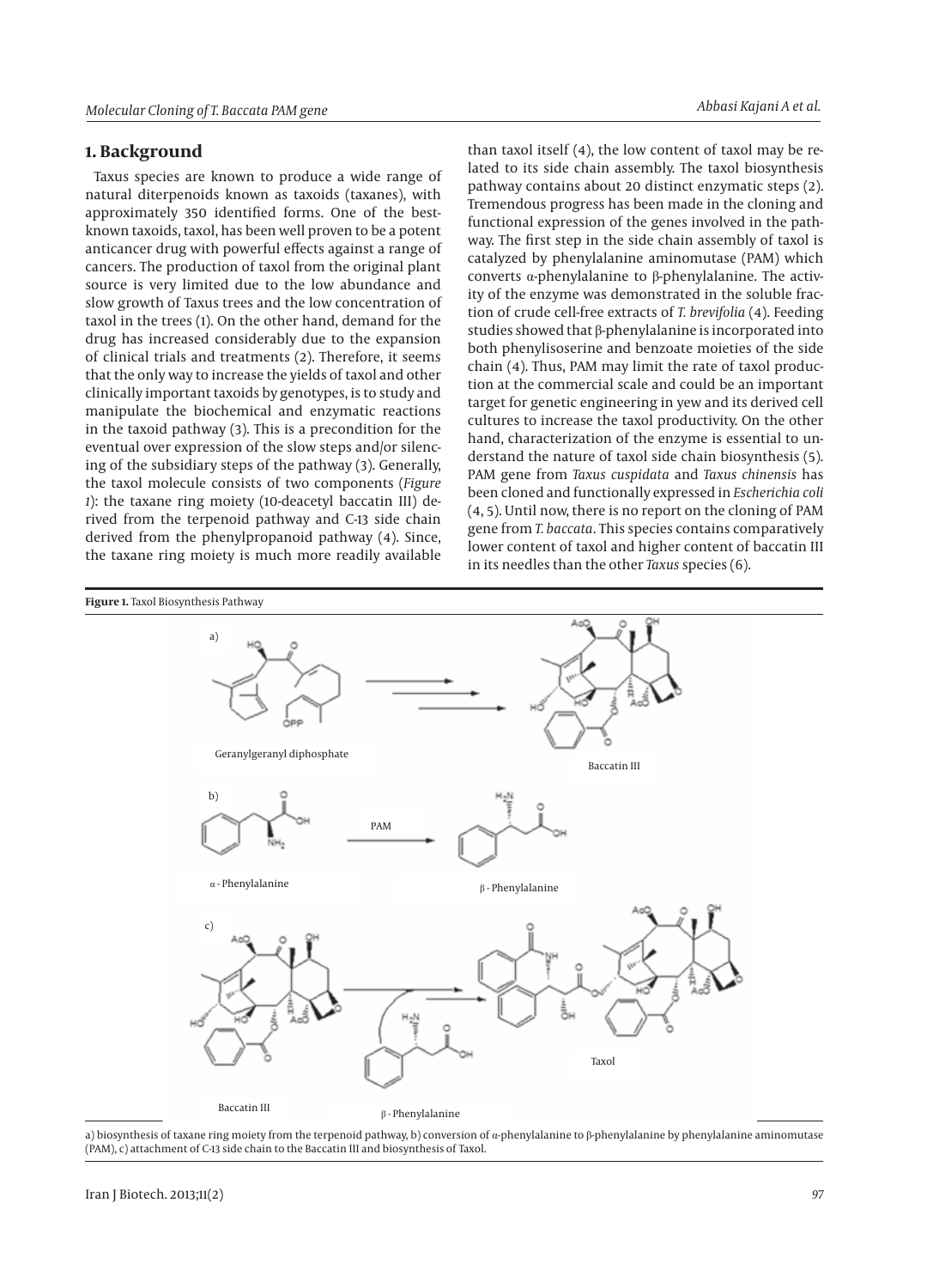## 1. Background

Taxus species are known to produce a wide range of natural diterpenoids known as taxoids (taxanes), with approximately 350 identified forms. One of the best-known taxoids, taxol, has been well proven to be a potent anticancer drug with powerful effects against a range of cancers. The production of taxol from the original plant source is very limited due to the low abundance and slow growth of Taxus trees and the low concentration of taxol in the trees (1). On the other hand, demand for the drug has increased considerably due to the expansion of clinical trials and treatments (2). Therefore, it seems that the only way to increase the yields of taxol and other clinically important taxoids by genotypes, is to study and manipulate the biochemical and enzymatic reactions in the taxoid pathway (3). This is a precondition for the eventual over expression of the slow steps and/or silencing of the subsidiary steps of the pathway (3). Generally, the taxol molecule consists of two components (*Figure 1*): the taxane ring moiety (10-deacetyl baccatin III) derived from the terpenoid pathway and C-13 side chain derived from the phenylpropanoid pathway (4). Since, the taxane ring moiety is much more readily available than taxol itself (4), the low content of taxol may be related to its side chain assembly. The taxol biosynthesis pathway contains about 20 distinct enzymatic steps (2). Tremendous progress has been made in the cloning and functional expression of the genes involved in the pathway. The first step in the side chain assembly of taxol is catalyzed by phenylalanine aminomutase (PAM) which converts α-phenylalanine to β-phenylalanine. The activity of the enzyme was demonstrated in the soluble fraction of crude cell-free extracts of *T. brevifolia* (4). Feeding studies showed that β-phenylalanine is incorporated into both phenylisoserine and benzoate moieties of the side chain (4). Thus, PAM may limit the rate of taxol production at the commercial scale and could be an important target for genetic engineering in yew and its derived cell cultures to increase the taxol productivity. On the other hand, characterization of the enzyme is essential to understand the nature of taxol side chain biosynthesis (5). PAM gene from *Taxus cuspidata* and *Taxus chinensis* has been cloned and functionally expressed in *Escherichia coli* (4, 5). Until now, there is no report on the cloning of PAM gene from *T. baccata*. This species contains comparatively lower content of taxol and higher content of baccatin III in its needles than the other *Taxus* species (6).

**Figure 1.** Taxol Biosynthesis Pathway

a) Geranylgeranyl diphosphate → Baccatin III

b) α - Phenylalanine → (PAM) → β - Phenylalanine

c) Baccatin III + β - Phenylalanine → Taxol

a) biosynthesis of taxane ring moiety from the terpenoid pathway, b) conversion of α-phenylalanine to β-phenylalanine by phenylalanine aminomutase (PAM), c) attachment of C-13 side chain to the Baccatin III and biosynthesis of Taxol.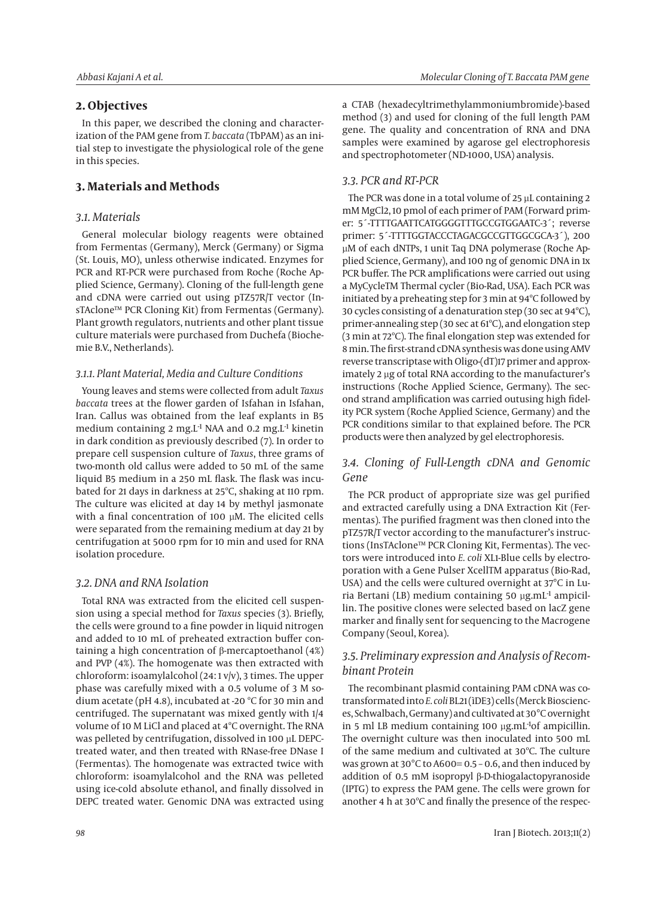## 2. Objectives

In this paper, we described the cloning and characterization of the PAM gene from *T. baccata* (TbPAM) as an initial step to investigate the physiological role of the gene in this species.

## 3. Materials and Methods

### 3.1. Materials

General molecular biology reagents were obtained from Fermentas (Germany), Merck (Germany) or Sigma (St. Louis, MO), unless otherwise indicated. Enzymes for PCR and RT-PCR were purchased from Roche (Roche Applied Science, Germany). Cloning of the full-length gene and cDNA were carried out using pTZ57R/T vector (InsTAclone™ PCR Cloning Kit) from Fermentas (Germany). Plant growth regulators, nutrients and other plant tissue culture materials were purchased from Duchefa (Biochemie B.V., Netherlands).

#### 3.1.1. Plant Material, Media and Culture Conditions

Young leaves and stems were collected from adult *Taxus baccata* trees at the flower garden of Isfahan in Isfahan, Iran. Callus was obtained from the leaf explants in B5 medium containing 2 $mg.L^{-1}$ NAA and 0.2 $mg.L^{-1}$ kinetin in dark condition as previously described (7). In order to prepare cell suspension culture of *Taxus*, three grams of two-month old callus were added to 50 mL of the same liquid B5 medium in a 250 mL flask. The flask was incubated for 21 days in darkness at 25°C, shaking at 110 rpm. The culture was elicited at day 14 by methyl jasmonate with a final concentration of 100 μM. The elicited cells were separated from the remaining medium at day 21 by centrifugation at 5000 rpm for 10 min and used for RNA isolation procedure.

### 3.2. DNA and RNA Isolation

Total RNA was extracted from the elicited cell suspension using a special method for *Taxus* species (3). Briefly, the cells were ground to a fine powder in liquid nitrogen and added to 10 mL of preheated extraction buffer containing a high concentration of β-mercaptoethanol (4%) and PVP (4%). The homogenate was then extracted with chloroform: isoamylalcohol (24:1 v/v), 3 times. The upper phase was carefully mixed with a 0.5 volume of 3 M sodium acetate (pH 4.8), incubated at -20 °C for 30 min and centrifuged. The supernatant was mixed gently with 1/4 volume of 10 M LiCl and placed at 4°C overnight. The RNA was pelleted by centrifugation, dissolved in 100 μL DEPC-treated water, and then treated with RNase-free DNase I (Fermentas). The homogenate was extracted twice with chloroform: isoamylalcohol and the RNA was pelleted using ice-cold absolute ethanol, and finally dissolved in DEPC treated water. Genomic DNA was extracted using a CTAB (hexadecyltrimethylammoniumbromide)-based method (3) and used for cloning of the full length PAM gene. The quality and concentration of RNA and DNA samples were examined by agarose gel electrophoresis and spectrophotometer (ND-1000, USA) analysis.

### 3.3. PCR and RT-PCR

The PCR was done in a total volume of 25 μL containing 2 mM $MgCl_2$, 10 pmol of each primer of PAM (Forward primer: 5´-TTTTGAATTCATGGGGTTTGCCGTGGAATC-3´; reverse primer: 5´-TTTTGGTACCCTAGACGCCGTTGGCGCA-3´), 200 μM of each dNTPs, 1 unit Taq DNA polymerase (Roche Applied Science, Germany), and 100 ng of genomic DNA in 1x PCR buffer. The PCR amplifications were carried out using a MyCycleTM Thermal cycler (Bio-Rad, USA). Each PCR was initiated by a preheating step for 3 min at 94°C followed by 30 cycles consisting of a denaturation step (30 sec at 94°C), primer-annealing step (30 sec at 61°C), and elongation step (3 min at 72°C). The final elongation step was extended for 8 min. The first-strand cDNA synthesis was done using AMV reverse transcriptase with Oligo-(dT)17 primer and approximately 2 μg of total RNA according to the manufacturer's instructions (Roche Applied Science, Germany). The second strand amplification was carried outusing high fidelity PCR system (Roche Applied Science, Germany) and the PCR conditions similar to that explained before. The PCR products were then analyzed by gel electrophoresis.

### 3.4. Cloning of Full-Length cDNA and Genomic Gene

The PCR product of appropriate size was gel purified and extracted carefully using a DNA Extraction Kit (Fermentas). The purified fragment was then cloned into the pTZ57R/T vector according to the manufacturer's instructions (InsTAclone™ PCR Cloning Kit, Fermentas). The vectors were introduced into *E. coli* XL1-Blue cells by electroporation with a Gene Pulser XcellTM apparatus (Bio-Rad, USA) and the cells were cultured overnight at 37°C in Luria Bertani (LB) medium containing 50 $μg.mL^{-1}$ ampicillin. The positive clones were selected based on lacZ gene marker and finally sent for sequencing to the Macrogene Company (Seoul, Korea).

### 3.5. Preliminary expression and Analysis of Recombinant Protein

The recombinant plasmid containing PAM cDNA was cotransformated into *E. coli* BL21(iDE3) cells (Merck Biosciences, Schwalbach, Germany) and cultivated at 30°C overnight in 5 ml LB medium containing 100 $μg.mL^{-1}$of ampicillin. The overnight culture was then inoculated into 500 mL of the same medium and cultivated at 30°C. The culture was grown at 30°C to A600= 0.5 – 0.6, and then induced by addition of 0.5 mM isopropyl β-D-thiogalactopyranoside (IPTG) to express the PAM gene. The cells were grown for another 4 h at 30°C and finally the presence of the respec-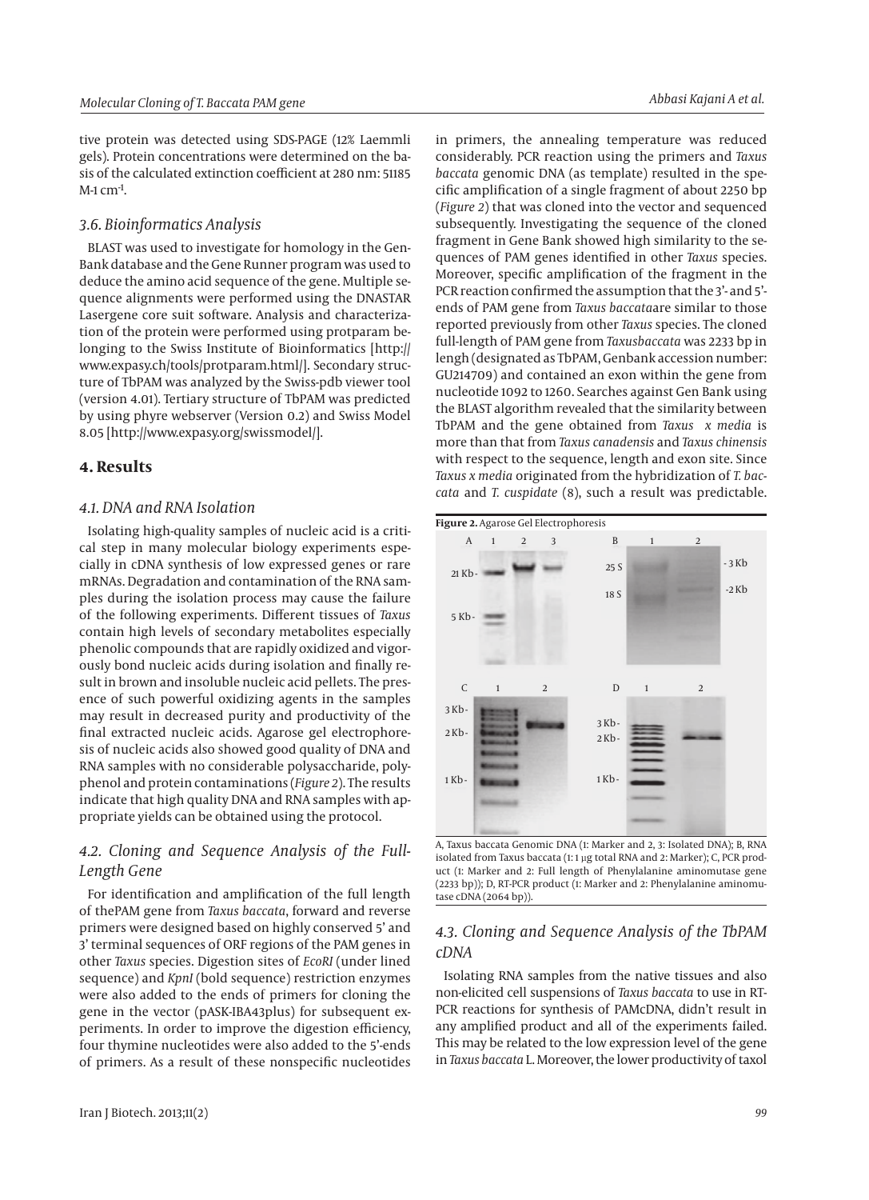tive protein was detected using SDS-PAGE (12% Laemmli gels). Protein concentrations were determined on the basis of the calculated extinction coefficient at 280 nm: 51185 $M^{-1} cm^{-1}$.

### 3.6. Bioinformatics Analysis

BLAST was used to investigate for homology in the GenBank database and the Gene Runner program was used to deduce the amino acid sequence of the gene. Multiple sequence alignments were performed using the DNASTAR Lasergene core suit software. Analysis and characterization of the protein were performed using protparam belonging to the Swiss Institute of Bioinformatics [http://www.expasy.ch/tools/protparam.html/]. Secondary structure of TbPAM was analyzed by the Swiss-pdb viewer tool (version 4.01). Tertiary structure of TbPAM was predicted by using phyre webserver (Version 0.2) and Swiss Model 8.05 [http://www.expasy.org/swissmodel/].

## 4. Results

### 4.1. DNA and RNA Isolation

Isolating high-quality samples of nucleic acid is a critical step in many molecular biology experiments especially in cDNA synthesis of low expressed genes or rare mRNAs. Degradation and contamination of the RNA samples during the isolation process may cause the failure of the following experiments. Different tissues of *Taxus* contain high levels of secondary metabolites especially phenolic compounds that are rapidly oxidized and vigorously bond nucleic acids during isolation and finally result in brown and insoluble nucleic acid pellets. The presence of such powerful oxidizing agents in the samples may result in decreased purity and productivity of the final extracted nucleic acids. Agarose gel electrophoresis of nucleic acids also showed good quality of DNA and RNA samples with no considerable polysaccharide, polyphenol and protein contaminations (*Figure 2*). The results indicate that high quality DNA and RNA samples with appropriate yields can be obtained using the protocol.

### 4.2. Cloning and Sequence Analysis of the Full-Length Gene

For identification and amplification of the full length of thePAM gene from *Taxus baccata*, forward and reverse primers were designed based on highly conserved 5' and 3' terminal sequences of ORF regions of the PAM genes in other *Taxus* species. Digestion sites of *EcoRI* (under lined sequence) and *KpnI* (bold sequence) restriction enzymes were also added to the ends of primers for cloning the gene in the vector (pASK-IBA43plus) for subsequent experiments. In order to improve the digestion efficiency, four thymine nucleotides were also added to the 5'-ends of primers. As a result of these nonspecific nucleotides in primers, the annealing temperature was reduced considerably. PCR reaction using the primers and *Taxus baccata* genomic DNA (as template) resulted in the specific amplification of a single fragment of about 2250 bp (*Figure 2*) that was cloned into the vector and sequenced subsequently. Investigating the sequence of the cloned fragment in Gene Bank showed high similarity to the sequences of PAM genes identified in other *Taxus* species. Moreover, specific amplification of the fragment in the PCR reaction confirmed the assumption that the 3'- and 5'-ends of PAM gene from *Taxus baccata*are similar to those reported previously from other *Taxus* species. The cloned full-length of PAM gene from *Taxusbaccata* was 2233 bp in lengh (designated as TbPAM, Genbank accession number: GU214709) and contained an exon within the gene from nucleotide 1092 to 1260. Searches against Gen Bank using the BLAST algorithm revealed that the similarity between TbPAM and the gene obtained from *Taxus x media* is more than that from *Taxus canadensis* and *Taxus chinensis* with respect to the sequence, length and exon site. Since *Taxus x media* originated from the hybridization of *T. baccata* and *T. cuspidate* (8), such a result was predictable.

**Figure 2.** Agarose Gel Electrophoresis

A, Taxus baccata Genomic DNA (1: Marker and 2, 3: Isolated DNA); B, RNA isolated from Taxus baccata (1: 1 µg total RNA and 2: Marker); C, PCR product (1: Marker and 2: Full length of Phenylalanine aminomutase gene (2233 bp)); D, RT-PCR product (1: Marker and 2: Phenylalanine aminomutase cDNA (2064 bp)).

### 4.3. Cloning and Sequence Analysis of the TbPAM cDNA

Isolating RNA samples from the native tissues and also non-elicited cell suspensions of *Taxus baccata* to use in RT-PCR reactions for synthesis of PAMcDNA, didn't result in any amplified product and all of the experiments failed. This may be related to the low expression level of the gene in *Taxus baccata* L. Moreover, the lower productivity of taxol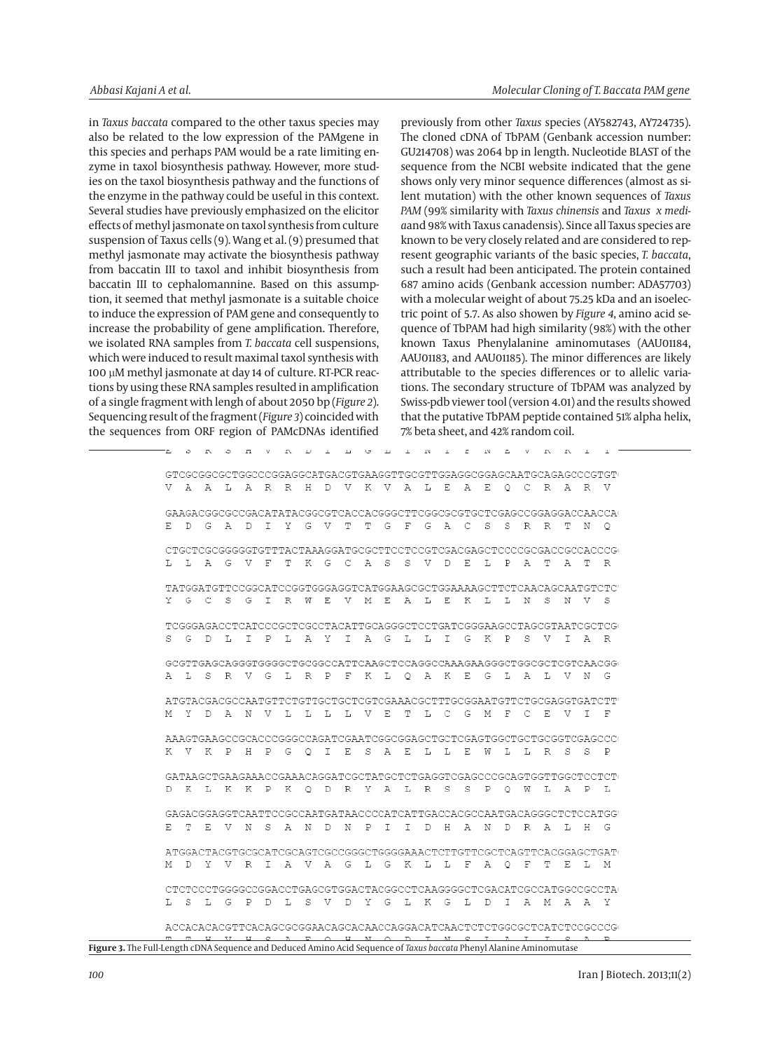in *Taxus baccata* compared to the other taxus species may also be related to the low expression of the PAMgene in this species and perhaps PAM would be a rate limiting enzyme in taxol biosynthesis pathway. However, more studies on the taxol biosynthesis pathway and the functions of the enzyme in the pathway could be useful in this context. Several studies have previously emphasized on the elicitor effects of methyl jasmonate on taxol synthesis from culture suspension of Taxus cells (9). Wang et al. (9) presumed that methyl jasmonate may activate the biosynthesis pathway from baccatin III to taxol and inhibit biosynthesis from baccatin III to cephalomannine. Based on this assumption, it seemed that methyl jasmonate is a suitable choice to induce the expression of PAM gene and consequently to increase the probability of gene amplification. Therefore, we isolated RNA samples from *T. baccata* cell suspensions, which were induced to result maximal taxol synthesis with 100 μM methyl jasmonate at day 14 of culture. RT-PCR reactions by using these RNA samples resulted in amplification of a single fragment with lengh of about 2050 bp (*Figure 2*). Sequencing result of the fragment (*Figure 3*) coincided with the sequences from ORF region of PAMcDNAs identified previously from other *Taxus* species (AY582743, AY724735). The cloned cDNA of TbPAM (Genbank accession number: GU214708) was 2064 bp in length. Nucleotide BLAST of the sequence from the NCBI website indicated that the gene shows only very minor sequence differences (almost as silent mutation) with the other known sequences of *Taxus PAM* (99% similarity with *Taxus chinensis* and *Taxus x media*and 98% with Taxus canadensis). Since all Taxus species are known to be very closely related and are considered to represent geographic variants of the basic species, *T. baccata*, such a result had been anticipated. The protein contained 687 amino acids (Genbank accession number: ADA57703) with a molecular weight of about 75.25 kDa and an isoelectric point of 5.7. As also showen by *Figure 4*, amino acid sequence of TbPAM had high similarity (98%) with the other known Taxus Phenylalanine aminomutases (AAU01184, AAU01183, and AAU01185). The minor differences are likely attributable to the species differences or to allelic variations. The secondary structure of TbPAM was analyzed by Swiss-pdb viewer tool (version 4.01) and the results showed that the putative TbPAM peptide contained 51% alpha helix, 7% beta sheet, and 42% random coil.

```
GTCGCGGCGCTGGCCCGGAGGCATGACGTGAAGGTTGCGTTGGAGGCGGAGCAATGCAGAGCCCGTGT
V  A  A  L  A  R  R  H  D  V  K  V  A  L  E  A  E  Q  C  R  A  R  V

GAAGACGGCGCCGACATATACGGCGTCACCACGGGCTTCGGCGCGTGCTCGAGCCGGAGGACCAACCA
E  D  G  A  D  I  Y  G  V  T  T  G  F  G  A  C  S  S  R  R  T  N  Q

CTGCTCGCGGGGGTGTTTACTAAAGGATGCGCTTCCTCCGTCGACGAGCTCCCCGCGACCGCCACCCG
L  L  A  G  V  F  T  K  G  C  A  S  S  V  D  E  L  P  A  T  A  T  R

TATGGATGTTCCGGCATCCGGTGGGAGGTCATGGAAGCGCTGGAAAAGCTTCTCAACAGCAATGTCTC
Y  G  C  S  G  I  R  W  E  V  M  E  A  L  E  K  L  L  N  S  N  V  S

TCGGGAGACCTCATCCCGCTCGCCTACATTGCAGGGCTCCTGATCGGGAAGCCTAGCGTAATCGCTCG
S  G  D  L  I  P  L  A  Y  I  A  G  L  L  I  G  K  P  S  V  I  A  R

GCGTTGAGCAGGGTGGGGCTGCGGCCATTCAAGCTCCAGGCCAAAGAAGGGCTGGCGCTCGTCAACGG
A  L  S  R  V  G  L  R  P  F  K  L  Q  A  K  E  G  L  A  L  V  N  G

ATGTACGACGCCAATGTTCTGTTGCTGCTCGTCGAAACGCTTTGCGGAATGTTCTGCGAGGTGATCTT
M  Y  D  A  N  V  L  L  L  L  V  E  T  L  C  G  M  F  C  E  V  I  F

AAAGTGAAGCCGCACCCGGGCCAGATCGAATCGGCGGAGCTGCTCGAGTGGCTGCTGCGGTCGAGCCC
K  V  K  P  H  P  G  Q  I  E  S  A  E  L  L  E  W  L  L  R  S  S  P

GATAAGCTGAAGAAACCGAAACAGGATCGCTATGCTCTGAGGTCGAGCCCGCAGTGGTTGGCTCCTCT
D  K  L  K  K  P  K  Q  D  R  Y  A  L  R  S  S  P  Q  W  L  A  P  L

GAGACGGAGGTCAATTCCGCCAATGATAACCCCATCATTGACCACGCCAATGACAGGGCTCTCCATGG
E  T  E  V  N  S  A  N  D  N  P  I  I  D  H  A  N  D  R  A  L  H  G

ATGGACTACGTGCGCATCGCAGTCGCCGGGCTGGGGAAACTCTTGTTCGCTCAGTTCACGGAGCTGAT
M  D  Y  V  R  I  A  V  A  G  L  G  K  L  L  F  A  Q  F  T  E  L  M

CTCTCCCTGGGGCCGGACCTGAGCGTGGACTACGGCCTCAAGGGGCTCGACATCGCCATGGCCGCCTA
L  S  L  G  P  D  L  S  V  D  Y  G  L  K  G  L  D  I  A  M  A  A  Y

ACCACACACGTTCACAGCGCGGAACAGCACAACCAGGACATCAACTCTCTGGCGCTCATCTCCGCCCG
T  T  H  V  H  S  A  E  Q  H  N  Q  D  I  N  S  L  A  L  I  S  A  R
```

**Figure 3.** The Full-Length cDNA Sequence and Deduced Amino Acid Sequence of *Taxus baccata* Phenyl Alanine Aminomutase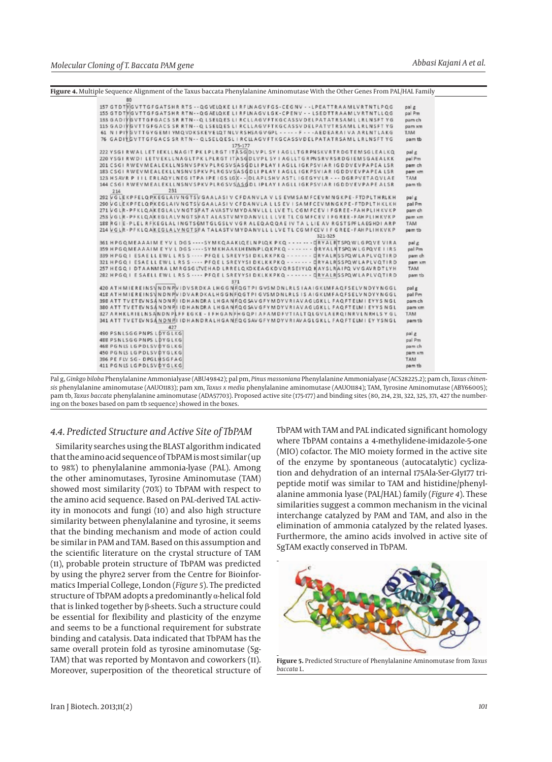**Figure 4.** Multiple Sequence Alignment of the Taxus baccata Phenylalanine Aminomutase With the Other Genes From PAL/HAL Family

Pal g, *Ginkgo biloba* Phenylalanine Ammonialyase (ABU49842); pal pm, *Pinus massoniana* Phenylalanine Ammonialyase (ACS28225.2); pam ch, *Taxus chinensis* phenylalanine aminomutase (AAU01183); pam xm, *Taxus x media* phenylalanine aminomutase (AAU01184); TAM, Tyrosine Aminomutase (ABY66005); pam tb, *Taxus baccata* phenylalanine aminomutase (ADA57703). Proposed active site (175-177) and binding sites (80, 214, 231, 322, 325, 371, 427 the numbering on the boxes based on pam tb sequence) showed in the boxes.

### 4.4. Predicted Structure and Active Site of TbPAM

Similarity searches using the BLAST algorithm indicated that the amino acid sequence of TbPAM is most similar (up to 98%) to phenylalanine ammonia-lyase (PAL). Among the other aminomutases, Tyrosine Aminomutase (TAM) showed most similarity (70%) to TbPAM with respect to the amino acid sequence. Based on PAL-derived TAL activity in monocots and fungi (10) and also high structure similarity between phenylalanine and tyrosine, it seems that the binding mechanism and mode of action could be similar in PAM and TAM. Based on this assumption and the scientific literature on the crystal structure of TAM (11), probable protein structure of TbPAM was predicted by using the phyre2 server from the Centre for Bioinformatics Imperial College, London (*Figure 5*). The predicted structure of TbPAM adopts a predominantly α-helical fold that is linked together by β-sheets. Such a structure could be essential for flexibility and plasticity of the enzyme and seems to be a functional requirement for substrate binding and catalysis. Data indicated that TbPAM has the same overall protein fold as tyrosine aminomutase (SgTAM) that was reported by Montavon and coworkers (11). Moreover, superposition of the theoretical structure of TbPAM with TAM and PAL indicated significant homology where TbPAM contains a 4-methylidene-imidazole-5-one (MIO) cofactor. The MIO moiety formed in the active site of the enzyme by spontaneous (autocatalytic) cyclization and dehydration of an internal 175Ala-Ser-Gly177 tripeptide motif was similar to TAM and histidine/phenylalanine ammonia lyase (PAL/HAL) family (*Figure 4*). These similarities suggest a common mechanism in the vicinal interchange catalyzed by PAM and TAM, and also in the elimination of ammonia catalyzed by the related lyases. Furthermore, the amino acids involved in active site of SgTAM exactly conserved in TbPAM.

**Figure 5.** Predicted Structure of Phenylalanine Aminomutase from *Taxus baccata* L.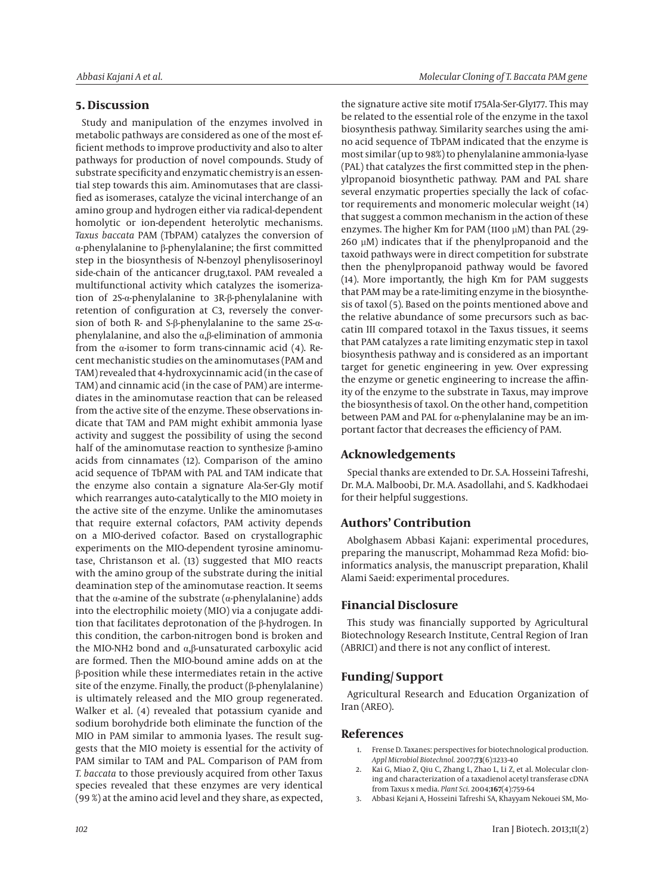## 5. Discussion

Study and manipulation of the enzymes involved in metabolic pathways are considered as one of the most efficient methods to improve productivity and also to alter pathways for production of novel compounds. Study of substrate specificity and enzymatic chemistry is an essential step towards this aim. Aminomutases that are classified as isomerases, catalyze the vicinal interchange of an amino group and hydrogen either via radical-dependent homolytic or ion-dependent heterolytic mechanisms. *Taxus baccata* PAM (TbPAM) catalyzes the conversion of α-phenylalanine to β-phenylalanine; the first committed step in the biosynthesis of N-benzoyl phenylisoserinoyl side-chain of the anticancer drug,taxol. PAM revealed a multifunctional activity which catalyzes the isomerization of 2S-α-phenylalanine to 3R-β-phenylalanine with retention of configuration at C3, reversely the conversion of both R- and S-β-phenylalanine to the same 2S-α-phenylalanine, and also the α,β-elimination of ammonia from the α-isomer to form trans-cinnamic acid (4). Recent mechanistic studies on the aminomutases (PAM and TAM) revealed that 4-hydroxycinnamic acid (in the case of TAM) and cinnamic acid (in the case of PAM) are intermediates in the aminomutase reaction that can be released from the active site of the enzyme. These observations indicate that TAM and PAM might exhibit ammonia lyase activity and suggest the possibility of using the second half of the aminomutase reaction to synthesize β-amino acids from cinnamates (12). Comparison of the amino acid sequence of TbPAM with PAL and TAM indicate that the enzyme also contain a signature Ala-Ser-Gly motif which rearranges auto-catalytically to the MIO moiety in the active site of the enzyme. Unlike the aminomutases that require external cofactors, PAM activity depends on a MIO-derived cofactor. Based on crystallographic experiments on the MIO-dependent tyrosine aminomutase, Christanson et al. (13) suggested that MIO reacts with the amino group of the substrate during the initial deamination step of the aminomutase reaction. It seems that the α-amine of the substrate (α-phenylalanine) adds into the electrophilic moiety (MIO) via a conjugate addition that facilitates deprotonation of the β-hydrogen. In this condition, the carbon-nitrogen bond is broken and the MIO-NH2 bond and α,β-unsaturated carboxylic acid are formed. Then the MIO-bound amine adds on at the β-position while these intermediates retain in the active site of the enzyme. Finally, the product (β-phenylalanine) is ultimately released and the MIO group regenerated. Walker et al. (4) revealed that potassium cyanide and sodium borohydride both eliminate the function of the MIO in PAM similar to ammonia lyases. The result suggests that the MIO moiety is essential for the activity of PAM similar to TAM and PAL. Comparison of PAM from *T. baccata* to those previously acquired from other Taxus species revealed that these enzymes are very identical (99 %) at the amino acid level and they share, as expected, the signature active site motif 175Ala-Ser-Gly177. This may be related to the essential role of the enzyme in the taxol biosynthesis pathway. Similarity searches using the amino acid sequence of TbPAM indicated that the enzyme is most similar (up to 98%) to phenylalanine ammonia-lyase (PAL) that catalyzes the first committed step in the phenylpropanoid biosynthetic pathway. PAM and PAL share several enzymatic properties specially the lack of cofactor requirements and monomeric molecular weight (14) that suggest a common mechanism in the action of these enzymes. The higher Km for PAM (1100 μM) than PAL (29-260 μM) indicates that if the phenylpropanoid and the taxoid pathways were in direct competition for substrate then the phenylpropanoid pathway would be favored (14). More importantly, the high Km for PAM suggests that PAM may be a rate-limiting enzyme in the biosynthesis of taxol (5). Based on the points mentioned above and the relative abundance of some precursors such as baccatin III compared totaxol in the Taxus tissues, it seems that PAM catalyzes a rate limiting enzymatic step in taxol biosynthesis pathway and is considered as an important target for genetic engineering in yew. Over expressing the enzyme or genetic engineering to increase the affinity of the enzyme to the substrate in Taxus, may improve the biosynthesis of taxol. On the other hand, competition between PAM and PAL for α-phenylalanine may be an important factor that decreases the efficiency of PAM.

## Acknowledgements

Special thanks are extended to Dr. S.A. Hosseini Tafreshi, Dr. M.A. Malboobi, Dr. M.A. Asadollahi, and S. Kadkhodaei for their helpful suggestions.

## Authors' Contribution

Abolghasem Abbasi Kajani: experimental procedures, preparing the manuscript, Mohammad Reza Mofid: bioinformatics analysis, the manuscript preparation, Khalil Alami Saeid: experimental procedures.

## Financial Disclosure

This study was financially supported by Agricultural Biotechnology Research Institute, Central Region of Iran (ABRICI) and there is not any conflict of interest.

## Funding/ Support

Agricultural Research and Education Organization of Iran (AREO).

## References

1. Frense D. Taxanes: perspectives for biotechnological production. *Appl Microbiol Biotechnol.* 2007;**73**(6):1233-40
2. Kai G, Miao Z, Qiu C, Zhang L, Zhao L, Li Z, et al. Molecular cloning and characterization of a taxadienol acetyl transferase cDNA from Taxus x media. *Plant Sci.* 2004;**167**(4):759-64
3. Abbasi Kejani A, Hosseini Tafreshi SA, Khayyam Nekouei SM, Mo-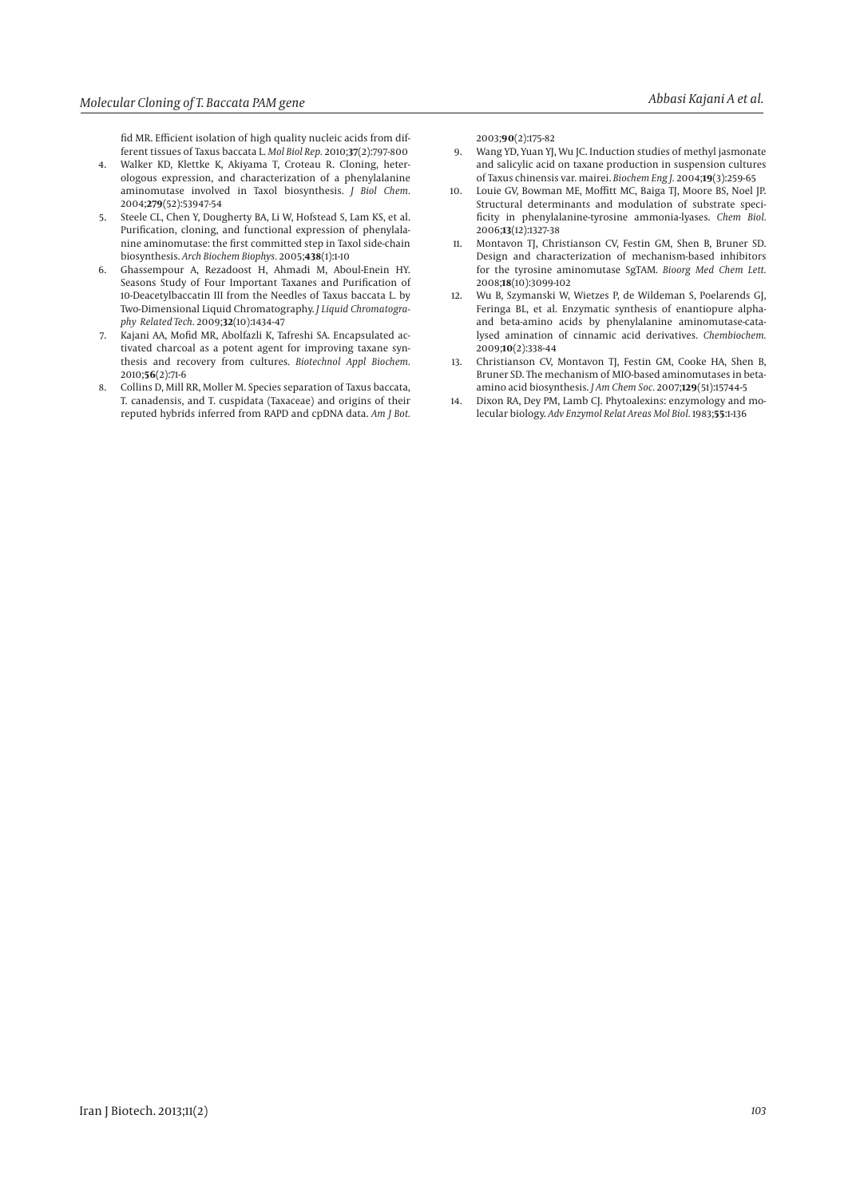fid MR. Efficient isolation of high quality nucleic acids from different tissues of Taxus baccata L. *Mol Biol Rep*. 2010;**37**(2):797-800

4. Walker KD, Klettke K, Akiyama T, Croteau R. Cloning, heterologous expression, and characterization of a phenylalanine aminomutase involved in Taxol biosynthesis. *J Biol Chem*. 2004;**279**(52):53947-54
5. Steele CL, Chen Y, Dougherty BA, Li W, Hofstead S, Lam KS, et al. Purification, cloning, and functional expression of phenylalanine aminomutase: the first committed step in Taxol side-chain biosynthesis. *Arch Biochem Biophys*. 2005;**438**(1):1-10
6. Ghassempour A, Rezadoost H, Ahmadi M, Aboul-Enein HY. Seasons Study of Four Important Taxanes and Purification of 10-Deacetylbaccatin III from the Needles of Taxus baccata L. by Two-Dimensional Liquid Chromatography. *J Liquid Chromatography Related Tech*. 2009;**32**(10):1434-47
7. Kajani AA, Mofid MR, Abolfazli K, Tafreshi SA. Encapsulated activated charcoal as a potent agent for improving taxane synthesis and recovery from cultures. *Biotechnol Appl Biochem*. 2010;**56**(2):71-6
8. Collins D, Mill RR, Moller M. Species separation of Taxus baccata, T. canadensis, and T. cuspidata (Taxaceae) and origins of their reputed hybrids inferred from RAPD and cpDNA data. *Am J Bot*. 2003;**90**(2):175-82
9. Wang YD, Yuan YJ, Wu JC. Induction studies of methyl jasmonate and salicylic acid on taxane production in suspension cultures of Taxus chinensis var. mairei. *Biochem Eng J*. 2004;**19**(3):259-65
10. Louie GV, Bowman ME, Moffitt MC, Baiga TJ, Moore BS, Noel JP. Structural determinants and modulation of substrate specificity in phenylalanine-tyrosine ammonia-lyases. *Chem Biol*. 2006;**13**(12):1327-38
11. Montavon TJ, Christianson CV, Festin GM, Shen B, Bruner SD. Design and characterization of mechanism-based inhibitors for the tyrosine aminomutase SgTAM. *Bioorg Med Chem Lett*. 2008;**18**(10):3099-102
12. Wu B, Szymanski W, Wietzes P, de Wildeman S, Poelarends GJ, Feringa BL, et al. Enzymatic synthesis of enantiopure alpha- and beta-amino acids by phenylalanine aminomutase-catalysed amination of cinnamic acid derivatives. *Chembiochem*. 2009;**10**(2):338-44
13. Christianson CV, Montavon TJ, Festin GM, Cooke HA, Shen B, Bruner SD. The mechanism of MIO-based aminomutases in beta-amino acid biosynthesis. *J Am Chem Soc*. 2007;**129**(51):15744-5
14. Dixon RA, Dey PM, Lamb CJ. Phytoalexins: enzymology and molecular biology. *Adv Enzymol Relat Areas Mol Biol*. 1983;**55**:1-136